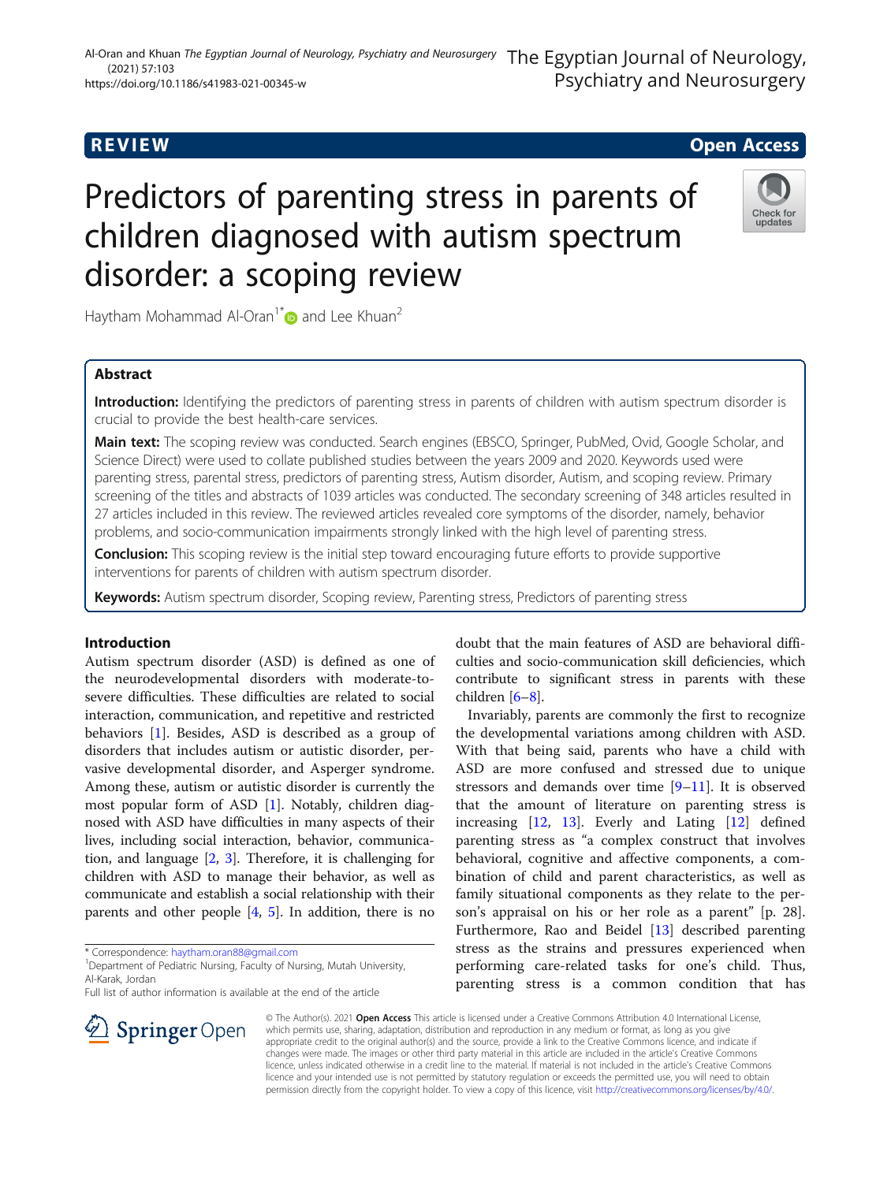REVIEW

Open Access

# Predictors of parenting stress in parents of children diagnosed with autism spectrum disorder: a scoping review

Haytham Mohammad Al-Oran[1*] and Lee Khuan[2]

## Abstract

**Introduction:** Identifying the predictors of parenting stress in parents of children with autism spectrum disorder is crucial to provide the best health-care services.

**Main text:** The scoping review was conducted. Search engines (EBSCO, Springer, PubMed, Ovid, Google Scholar, and Science Direct) were used to collate published studies between the years 2009 and 2020. Keywords used were parenting stress, parental stress, predictors of parenting stress, Autism disorder, Autism, and scoping review. Primary screening of the titles and abstracts of 1039 articles was conducted. The secondary screening of 348 articles resulted in 27 articles included in this review. The reviewed articles revealed core symptoms of the disorder, namely, behavior problems, and socio-communication impairments strongly linked with the high level of parenting stress.

**Conclusion:** This scoping review is the initial step toward encouraging future efforts to provide supportive interventions for parents of children with autism spectrum disorder.

**Keywords:** Autism spectrum disorder, Scoping review, Parenting stress, Predictors of parenting stress

## Introduction

Autism spectrum disorder (ASD) is defined as one of the neurodevelopmental disorders with moderate-to-severe difficulties. These difficulties are related to social interaction, communication, and repetitive and restricted behaviors [1]. Besides, ASD is described as a group of disorders that includes autism or autistic disorder, pervasive developmental disorder, and Asperger syndrome. Among these, autism or autistic disorder is currently the most popular form of ASD [1]. Notably, children diagnosed with ASD have difficulties in many aspects of their lives, including social interaction, behavior, communication, and language [2, 3]. Therefore, it is challenging for children with ASD to manage their behavior, as well as communicate and establish a social relationship with their parents and other people [4, 5]. In addition, there is no doubt that the main features of ASD are behavioral difficulties and socio-communication skill deficiencies, which contribute to significant stress in parents with these children [6–8].

Invariably, parents are commonly the first to recognize the developmental variations among children with ASD. With that being said, parents who have a child with ASD are more confused and stressed due to unique stressors and demands over time [9–11]. It is observed that the amount of literature on parenting stress is increasing [12, 13]. Everly and Lating [12] defined parenting stress as "a complex construct that involves behavioral, cognitive and affective components, a combination of child and parent characteristics, as well as family situational components as they relate to the person's appraisal on his or her role as a parent" [p. 28]. Furthermore, Rao and Beidel [13] described parenting stress as the strains and pressures experienced when performing care-related tasks for one's child. Thus, parenting stress is a common condition that has

* Correspondence: haytham.oran88@gmail.com
[1]Department of Pediatric Nursing, Faculty of Nursing, Mutah University, Al-Karak, Jordan
Full list of author information is available at the end of the article

© The Author(s). 2021 **Open Access** This article is licensed under a Creative Commons Attribution 4.0 International License, which permits use, sharing, adaptation, distribution and reproduction in any medium or format, as long as you give appropriate credit to the original author(s) and the source, provide a link to the Creative Commons licence, and indicate if changes were made. The images or other third party material in this article are included in the article's Creative Commons licence, unless indicated otherwise in a credit line to the material. If material is not included in the article's Creative Commons licence and your intended use is not permitted by statutory regulation or exceeds the permitted use, you will need to obtain permission directly from the copyright holder. To view a copy of this licence, visit http://creativecommons.org/licenses/by/4.0/.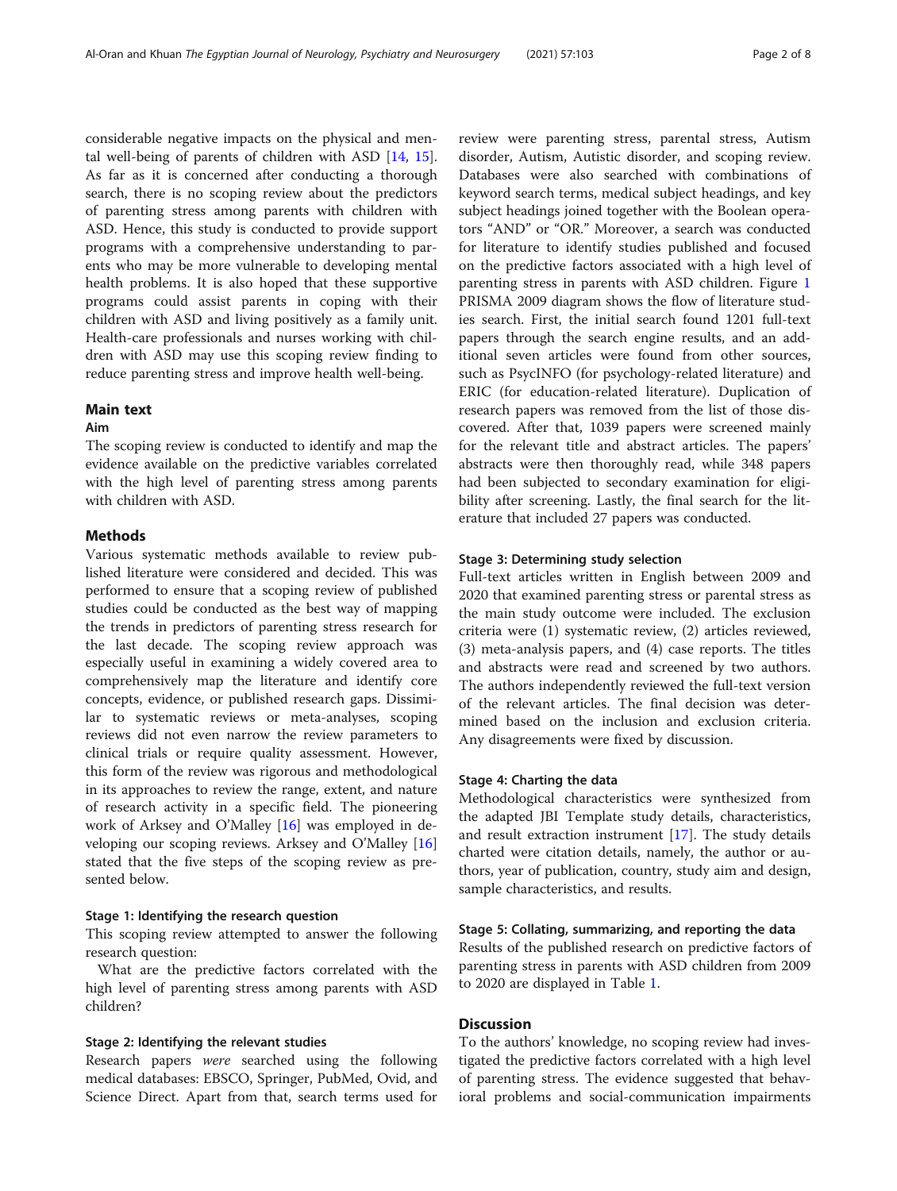considerable negative impacts on the physical and mental well-being of parents of children with ASD [14, 15]. As far as it is concerned after conducting a thorough search, there is no scoping review about the predictors of parenting stress among parents with children with ASD. Hence, this study is conducted to provide support programs with a comprehensive understanding to parents who may be more vulnerable to developing mental health problems. It is also hoped that these supportive programs could assist parents in coping with their children with ASD and living positively as a family unit. Health-care professionals and nurses working with children with ASD may use this scoping review finding to reduce parenting stress and improve health well-being.

## Main text

### Aim

The scoping review is conducted to identify and map the evidence available on the predictive variables correlated with the high level of parenting stress among parents with children with ASD.

## Methods

Various systematic methods available to review published literature were considered and decided. This was performed to ensure that a scoping review of published studies could be conducted as the best way of mapping the trends in predictors of parenting stress research for the last decade. The scoping review approach was especially useful in examining a widely covered area to comprehensively map the literature and identify core concepts, evidence, or published research gaps. Dissimilar to systematic reviews or meta-analyses, scoping reviews did not even narrow the review parameters to clinical trials or require quality assessment. However, this form of the review was rigorous and methodological in its approaches to review the range, extent, and nature of research activity in a specific field. The pioneering work of Arksey and O'Malley [16] was employed in developing our scoping reviews. Arksey and O'Malley [16] stated that the five steps of the scoping review as presented below.

### Stage 1: Identifying the research question

This scoping review attempted to answer the following research question:

What are the predictive factors correlated with the high level of parenting stress among parents with ASD children?

### Stage 2: Identifying the relevant studies

Research papers *were* searched using the following medical databases: EBSCO, Springer, PubMed, Ovid, and Science Direct. Apart from that, search terms used for review were parenting stress, parental stress, Autism disorder, Autism, Autistic disorder, and scoping review. Databases were also searched with combinations of keyword search terms, medical subject headings, and key subject headings joined together with the Boolean operators "AND" or "OR." Moreover, a search was conducted for literature to identify studies published and focused on the predictive factors associated with a high level of parenting stress in parents with ASD children. Figure 1 PRISMA 2009 diagram shows the flow of literature studies search. First, the initial search found 1201 full-text papers through the search engine results, and an additional seven articles were found from other sources, such as PsycINFO (for psychology-related literature) and ERIC (for education-related literature). Duplication of research papers was removed from the list of those discovered. After that, 1039 papers were screened mainly for the relevant title and abstract articles. The papers' abstracts were then thoroughly read, while 348 papers had been subjected to secondary examination for eligibility after screening. Lastly, the final search for the literature that included 27 papers was conducted.

### Stage 3: Determining study selection

Full-text articles written in English between 2009 and 2020 that examined parenting stress or parental stress as the main study outcome were included. The exclusion criteria were (1) systematic review, (2) articles reviewed, (3) meta-analysis papers, and (4) case reports. The titles and abstracts were read and screened by two authors. The authors independently reviewed the full-text version of the relevant articles. The final decision was determined based on the inclusion and exclusion criteria. Any disagreements were fixed by discussion.

### Stage 4: Charting the data

Methodological characteristics were synthesized from the adapted JBI Template study details, characteristics, and result extraction instrument [17]. The study details charted were citation details, namely, the author or authors, year of publication, country, study aim and design, sample characteristics, and results.

### Stage 5: Collating, summarizing, and reporting the data

Results of the published research on predictive factors of parenting stress in parents with ASD children from 2009 to 2020 are displayed in Table 1.

## Discussion

To the authors' knowledge, no scoping review had investigated the predictive factors correlated with a high level of parenting stress. The evidence suggested that behavioral problems and social-communication impairments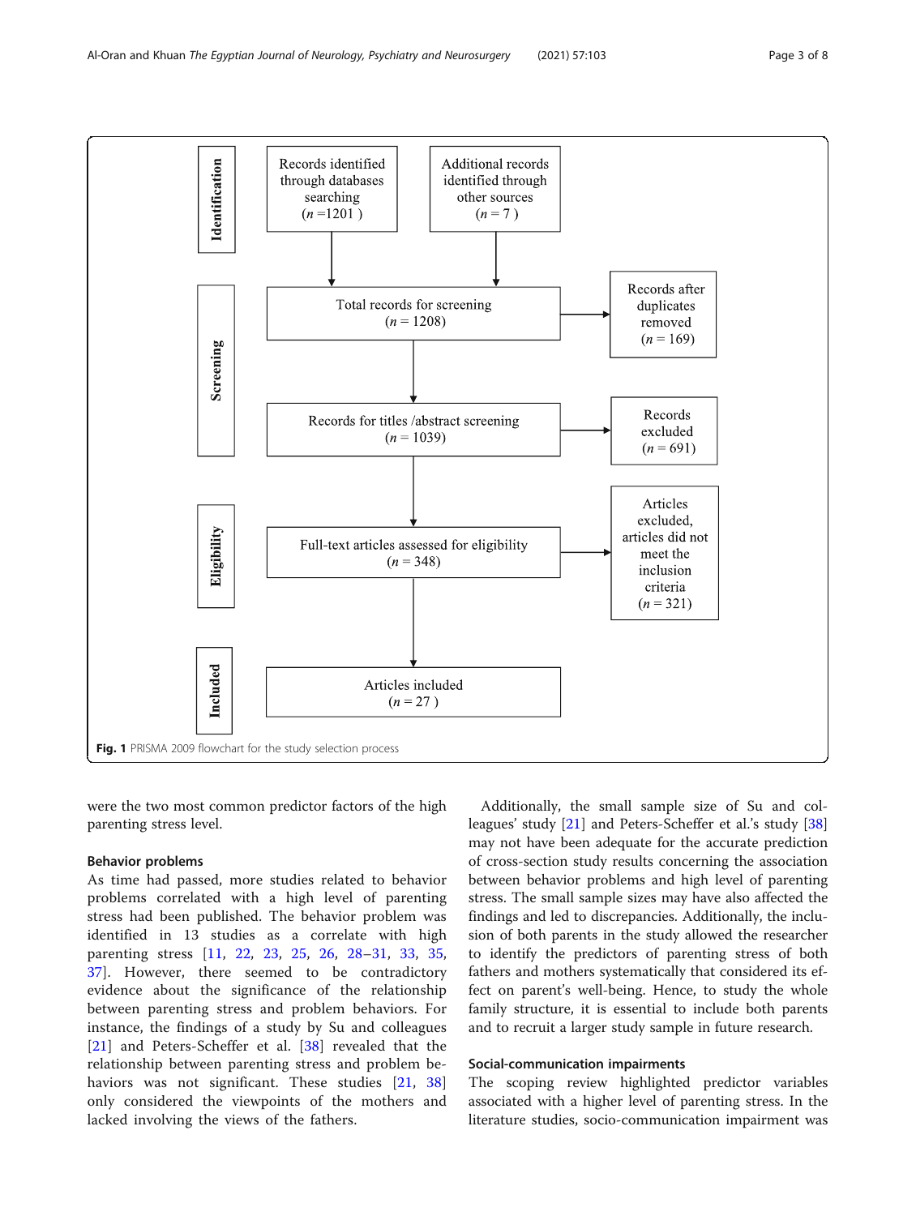| Identification | Records identified through databases searching ($n$ =1201 ) | Additional records identified through other sources ($n$ = 7 ) |
|---|---|---|
| Screening | Total records for screening ($n$ = 1208) | Records after duplicates removed ($n$ = 169) |
| | Records for titles /abstract screening ($n$ = 1039) | Records excluded ($n$ = 691) |
| Eligibility | Full-text articles assessed for eligibility ($n$ = 348) | Articles excluded, articles did not meet the inclusion criteria ($n$ = 321) |
| Included | Articles included ($n$ = 27 ) | |

**Fig. 1** PRISMA 2009 flowchart for the study selection process

were the two most common predictor factors of the high parenting stress level.

### Behavior problems

As time had passed, more studies related to behavior problems correlated with a high level of parenting stress had been published. The behavior problem was identified in 13 studies as a correlate with high parenting stress [11, 22, 23, 25, 26, 28–31, 33, 35, 37]. However, there seemed to be contradictory evidence about the significance of the relationship between parenting stress and problem behaviors. For instance, the findings of a study by Su and colleagues [21] and Peters-Scheffer et al. [38] revealed that the relationship between parenting stress and problem behaviors was not significant. These studies [21, 38] only considered the viewpoints of the mothers and lacked involving the views of the fathers.

Additionally, the small sample size of Su and colleagues' study [21] and Peters-Scheffer et al.'s study [38] may not have been adequate for the accurate prediction of cross-section study results concerning the association between behavior problems and high level of parenting stress. The small sample sizes may have also affected the findings and led to discrepancies. Additionally, the inclusion of both parents in the study allowed the researcher to identify the predictors of parenting stress of both fathers and mothers systematically that considered its effect on parent's well-being. Hence, to study the whole family structure, it is essential to include both parents and to recruit a larger study sample in future research.

### Social-communication impairments

The scoping review highlighted predictor variables associated with a higher level of parenting stress. In the literature studies, socio-communication impairment was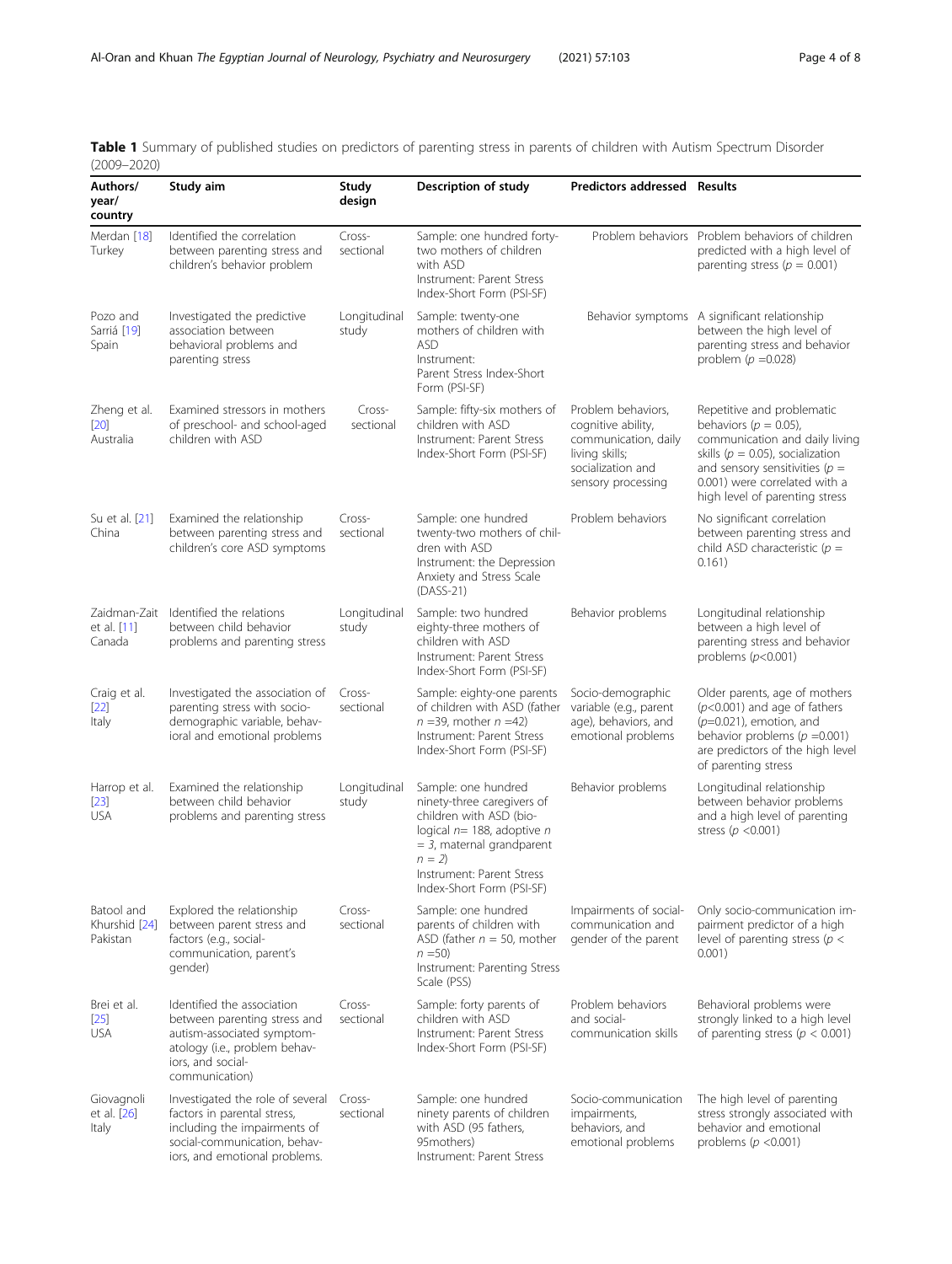**Table 1** Summary of published studies on predictors of parenting stress in parents of children with Autism Spectrum Disorder (2009–2020)

| Authors/ year/ country | Study aim | Study design | Description of study | Predictors addressed | Results |
|---|---|---|---|---|---|
| Merdan [18] Turkey | Identified the correlation between parenting stress and children's behavior problem | Cross-sectional | Sample: one hundred forty-two mothers of children with ASD Instrument: Parent Stress Index-Short Form (PSI-SF) | Problem behaviors | Problem behaviors of children predicted with a high level of parenting stress ($p = 0.001$) |
| Pozo and Sarriá [19] Spain | Investigated the predictive association between behavioral problems and parenting stress | Longitudinal study | Sample: twenty-one mothers of children with ASD Instrument: Parent Stress Index-Short Form (PSI-SF) | Behavior symptoms | A significant relationship between the high level of parenting stress and behavior problem ($p = 0.028$) |
| Zheng et al. [20] Australia | Examined stressors in mothers of preschool- and school-aged children with ASD | Cross-sectional | Sample: fifty-six mothers of children with ASD Instrument: Parent Stress Index-Short Form (PSI-SF) | Problem behaviors, cognitive ability, communication, daily living skills; socialization and sensory processing | Repetitive and problematic behaviors ($p = 0.05$), communication and daily living skills ($p = 0.05$), socialization and sensory sensitivities ($p = 0.001$) were correlated with a high level of parenting stress |
| Su et al. [21] China | Examined the relationship between parenting stress and children's core ASD symptoms | Cross-sectional | Sample: one hundred twenty-two mothers of children with ASD Instrument: the Depression Anxiety and Stress Scale (DASS-21) | Problem behaviors | No significant correlation between parenting stress and child ASD characteristic ($p = 0.161$) |
| Zaidman-Zait et al. [11] Canada | Identified the relations between child behavior problems and parenting stress | Longitudinal study | Sample: two hundred eighty-three mothers of children with ASD Instrument: Parent Stress Index-Short Form (PSI-SF) | Behavior problems | Longitudinal relationship between a high level of parenting stress and behavior problems ($p<0.001$) |
| Craig et al. [22] Italy | Investigated the association of parenting stress with socio-demographic variable, behavioral and emotional problems | Cross-sectional | Sample: eighty-one parents of children with ASD (father $n = 39$, mother $n = 42$) Instrument: Parent Stress Index-Short Form (PSI-SF) | Socio-demographic variable (e.g., parent age), behaviors, and emotional problems | Older parents, age of mothers ($p<0.001$) and age of fathers ($p=0.021$), emotion, and behavior problems ($p = 0.001$) are predictors of the high level of parenting stress |
| Harrop et al. [23] USA | Examined the relationship between child behavior problems and parenting stress | Longitudinal study | Sample: one hundred ninety-three caregivers of children with ASD (biological $n = 188$, adoptive $n = 3$, maternal grandparent $n = 2$) Instrument: Parent Stress Index-Short Form (PSI-SF) | Behavior problems | Longitudinal relationship between behavior problems and a high level of parenting stress ($p < 0.001$) |
| Batool and Khurshid [24] Pakistan | Explored the relationship between parent stress and factors (e.g., social-communication, parent's gender) | Cross-sectional | Sample: one hundred parents of children with ASD (father $n = 50$, mother $n = 50$) Instrument: Parenting Stress Scale (PSS) | Impairments of social-communication and gender of the parent | Only socio-communication impairment predictor of a high level of parenting stress ($p < 0.001$) |
| Brei et al. [25] USA | Identified the association between parenting stress and autism-associated symptomatology (i.e., problem behaviors, and social-communication) | Cross-sectional | Sample: forty parents of children with ASD Instrument: Parent Stress Index-Short Form (PSI-SF) | Problem behaviors and social-communication skills | Behavioral problems were strongly linked to a high level of parenting stress ($p < 0.001$) |
| Giovagnoli et al. [26] Italy | Investigated the role of several factors in parental stress, including the impairments of social-communication, behaviors, and emotional problems. | Cross-sectional | Sample: one hundred ninety parents of children with ASD (95 fathers, 95mothers) Instrument: Parent Stress | Socio-communication impairments, behaviors, and emotional problems | The high level of parenting stress strongly associated with behavior and emotional problems ($p <0.001$) |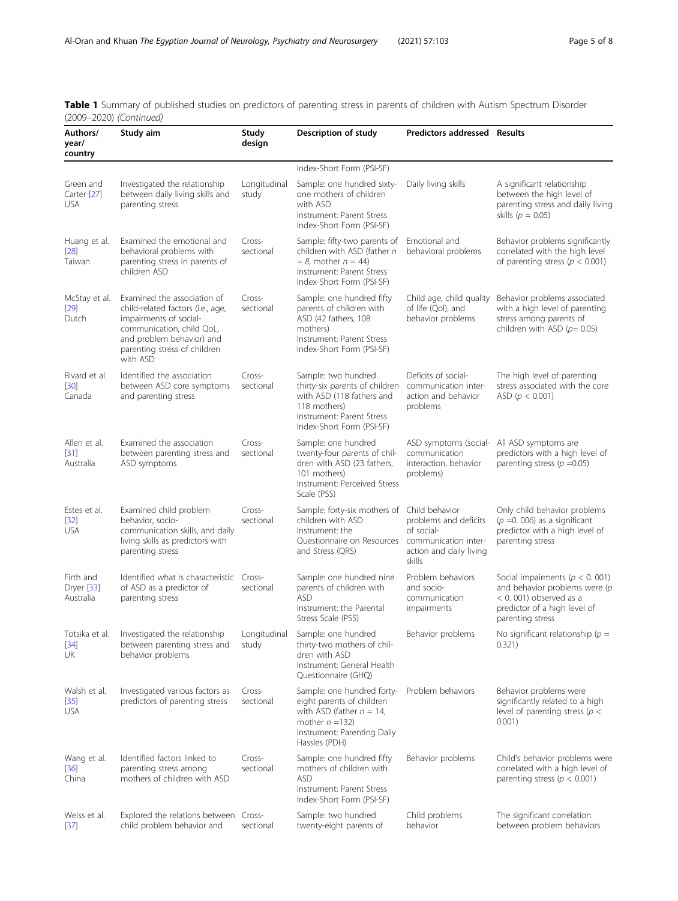**Table 1** Summary of published studies on predictors of parenting stress in parents of children with Autism Spectrum Disorder (2009–2020) *(Continued)*

| Authors/ year/ country | Study aim | Study design | Description of study | Predictors addressed | Results |
|---|---|---|---|---|---|
| | | | Index-Short Form (PSI-SF) | | |
| Green and Carter [27] USA | Investigated the relationship between daily living skills and parenting stress | Longitudinal study | Sample: one hundred sixty-one mothers of children with ASD Instrument: Parent Stress Index-Short Form (PSI-SF) | Daily living skills | A significant relationship between the high level of parenting stress and daily living skills ($p = 0.05$) |
| Huang et al. [28] Taiwan | Examined the emotional and behavioral problems with parenting stress in parents of children ASD | Cross-sectional | Sample: fifty-two parents of children with ASD (father $n = 8$, mother $n = 44$) Instrument: Parent Stress Index-Short Form (PSI-SF) | Emotional and behavioral problems | Behavior problems significantly correlated with the high level of parenting stress ($p < 0.001$) |
| McStay et al. [29] Dutch | Examined the association of child-related factors (i.e., age, impairments of social-communication, child QoL, and problem behavior) and parenting stress of children with ASD | Cross-sectional | Sample: one hundred fifty parents of children with ASD (42 fathers, 108 mothers) Instrument: Parent Stress Index-Short Form (PSI-SF) | Child age, child quality of life (Qol), and behavior problems | Behavior problems associated with a high level of parenting stress among parents of children with ASD ($p= 0.05$) |
| Rivard et al. [30] Canada | Identified the association between ASD core symptoms and parenting stress | Cross-sectional | Sample: two hundred thirty-six parents of children with ASD (118 fathers and 118 mothers) Instrument: Parent Stress Index-Short Form (PSI-SF) | Deficits of social-communication inter-action and behavior problems | The high level of parenting stress associated with the core ASD ($p < 0.001$) |
| Allen et al. [31] Australia | Examined the association between parenting stress and ASD symptoms | Cross-sectional | Sample: one hundred twenty-four parents of children with ASD (23 fathers, 101 mothers) Instrument: Perceived Stress Scale (PSS) | ASD symptoms (social-communication interaction, behavior problems) | All ASD symptoms are predictors with a high level of parenting stress ($p =0.05$) |
| Estes et al. [32] USA | Examined child problem behavior, socio-communication skills, and daily living skills as predictors with parenting stress | Cross-sectional | Sample: forty-six mothers of children with ASD Instrument: the Questionnaire on Resources and Stress (QRS) | Child behavior problems and deficits of social-communication inter-action and daily living skills | Only child behavior problems ($p =0.006$) as a significant predictor with a high level of parenting stress |
| Firth and Dryer [33] Australia | Identified what is characteristic of ASD as a predictor of parenting stress | Cross-sectional | Sample: one hundred nine parents of children with ASD Instrument: the Parental Stress Scale (PSS) | Problem behaviors and socio-communication impairments | Social impairments ($p < 0.001$) and behavior problems were ($p < 0.001$) observed as a predictor of a high level of parenting stress |
| Totsika et al. [34] UK | Investigated the relationship between parenting stress and behavior problems | Longitudinal study | Sample: one hundred thirty-two mothers of children with ASD Instrument: General Health Questionnaire (GHQ) | Behavior problems | No significant relationship ($p = 0.321$) |
| Walsh et al. [35] USA | Investigated various factors as predictors of parenting stress | Cross-sectional | Sample: one hundred forty-eight parents of children with ASD (father $n = 14$, mother $n =132$) Instrument: Parenting Daily Hassles (PDH) | Problem behaviors | Behavior problems were significantly related to a high level of parenting stress ($p < 0.001$) |
| Wang et al. [36] China | Identified factors linked to parenting stress among mothers of children with ASD | Cross-sectional | Sample: one hundred fifty mothers of children with ASD Instrument: Parent Stress Index-Short Form (PSI-SF) | Behavior problems | Child's behavior problems were correlated with a high level of parenting stress ($p < 0.001$) |
| Weiss et al. [37] | Explored the relations between child problem behavior and | Cross-sectional | Sample: two hundred twenty-eight parents of | Child problems behavior | The significant correlation between problem behaviors |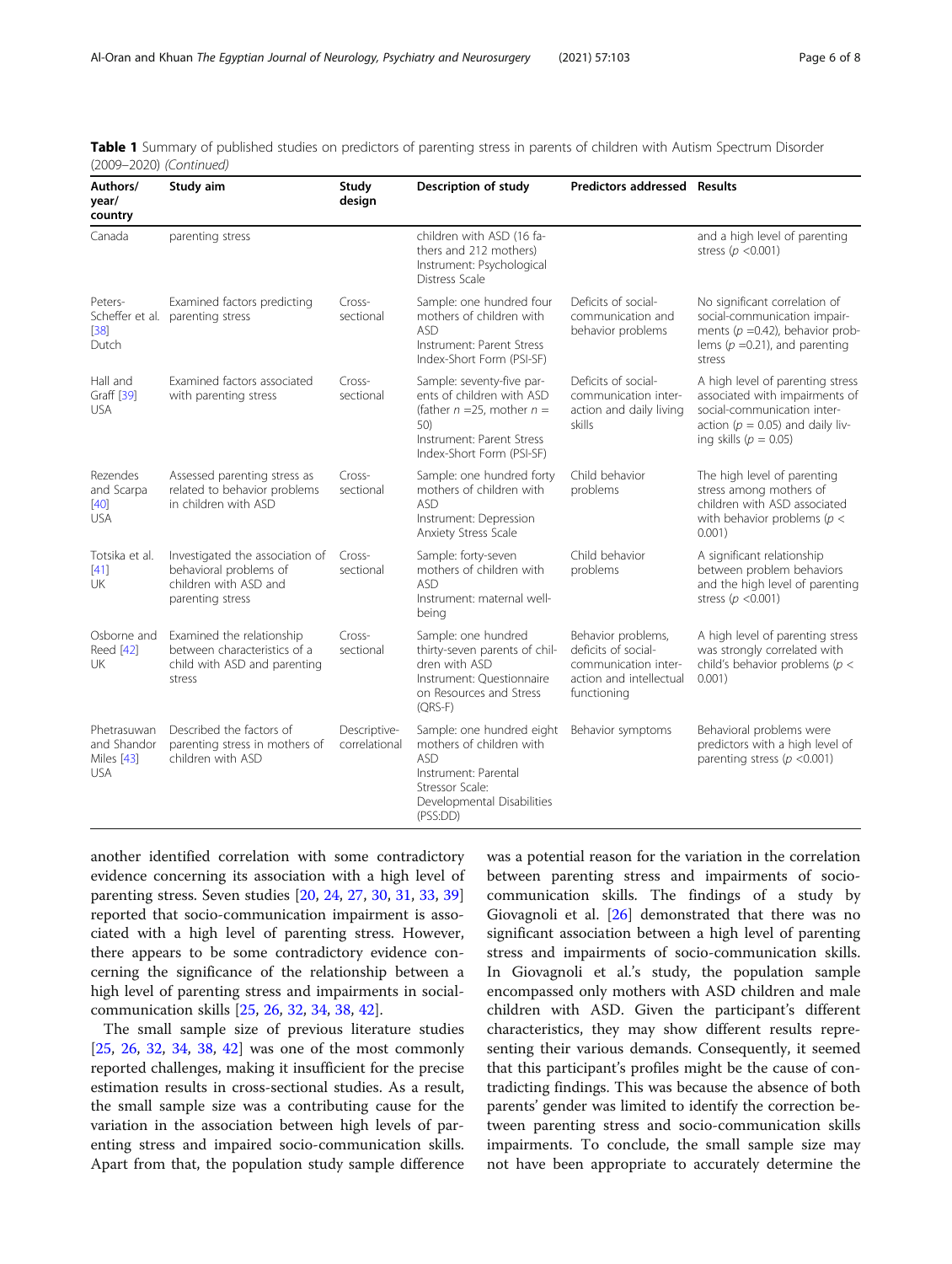**Table 1** Summary of published studies on predictors of parenting stress in parents of children with Autism Spectrum Disorder (2009–2020) *(Continued)*

| Authors/ year/ country | Study aim | Study design | Description of study | Predictors addressed | Results |
|---|---|---|---|---|---|
| Canada | parenting stress | | children with ASD (16 fathers and 212 mothers) Instrument: Psychological Distress Scale | | and a high level of parenting stress ($p$ <0.001) |
| Peters-Scheffer et al. [38] Dutch | Examined factors predicting parenting stress | Cross-sectional | Sample: one hundred four mothers of children with ASD Instrument: Parent Stress Index-Short Form (PSI-SF) | Deficits of social-communication and behavior problems | No significant correlation of social-communication impairments ($p$ =0.42), behavior problems ($p$ =0.21), and parenting stress |
| Hall and Graff [39] USA | Examined factors associated with parenting stress | Cross-sectional | Sample: seventy-five parents of children with ASD (father $n$ =25, mother $n$ = 50) Instrument: Parent Stress Index-Short Form (PSI-SF) | Deficits of social-communication interaction and daily living skills | A high level of parenting stress associated with impairments of social-communication interaction ($p$ = 0.05) and daily living skills ($p$ = 0.05) |
| Rezendes and Scarpa [40] USA | Assessed parenting stress as related to behavior problems in children with ASD | Cross-sectional | Sample: one hundred forty mothers of children with ASD Instrument: Depression Anxiety Stress Scale | Child behavior problems | The high level of parenting stress among mothers of children with ASD associated with behavior problems ($p$ < 0.001) |
| Totsika et al. [41] UK | Investigated the association of behavioral problems of children with ASD and parenting stress | Cross-sectional | Sample: forty-seven mothers of children with ASD Instrument: maternal well-being | Child behavior problems | A significant relationship between problem behaviors and the high level of parenting stress ($p$ <0.001) |
| Osborne and Reed [42] UK | Examined the relationship between characteristics of a child with ASD and parenting stress | Cross-sectional | Sample: one hundred thirty-seven parents of children with ASD Instrument: Questionnaire on Resources and Stress (QRS-F) | Behavior problems, deficits of social-communication interaction and intellectual functioning | A high level of parenting stress was strongly correlated with child's behavior problems ($p$ < 0.001) |
| Phetrasuwan and Shandor Miles [43] USA | Described the factors of parenting stress in mothers of children with ASD | Descriptive-correlational | Sample: one hundred eight mothers of children with ASD Instrument: Parental Stressor Scale: Developmental Disabilities (PSS:DD) | Behavior symptoms | Behavioral problems were predictors with a high level of parenting stress ($p$ <0.001) |

another identified correlation with some contradictory evidence concerning its association with a high level of parenting stress. Seven studies [20, 24, 27, 30, 31, 33, 39] reported that socio-communication impairment is associated with a high level of parenting stress. However, there appears to be some contradictory evidence concerning the significance of the relationship between a high level of parenting stress and impairments in social-communication skills [25, 26, 32, 34, 38, 42].

The small sample size of previous literature studies [25, 26, 32, 34, 38, 42] was one of the most commonly reported challenges, making it insufficient for the precise estimation results in cross-sectional studies. As a result, the small sample size was a contributing cause for the variation in the association between high levels of parenting stress and impaired socio-communication skills. Apart from that, the population study sample difference was a potential reason for the variation in the correlation between parenting stress and impairments of socio-communication skills. The findings of a study by Giovagnoli et al. [26] demonstrated that there was no significant association between a high level of parenting stress and impairments of socio-communication skills. In Giovagnoli et al.'s study, the population sample encompassed only mothers with ASD children and male children with ASD. Given the participant's different characteristics, they may show different results representing their various demands. Consequently, it seemed that this participant's profiles might be the cause of contradicting findings. This was because the absence of both parents' gender was limited to identify the correction between parenting stress and socio-communication skills impairments. To conclude, the small sample size may not have been appropriate to accurately determine the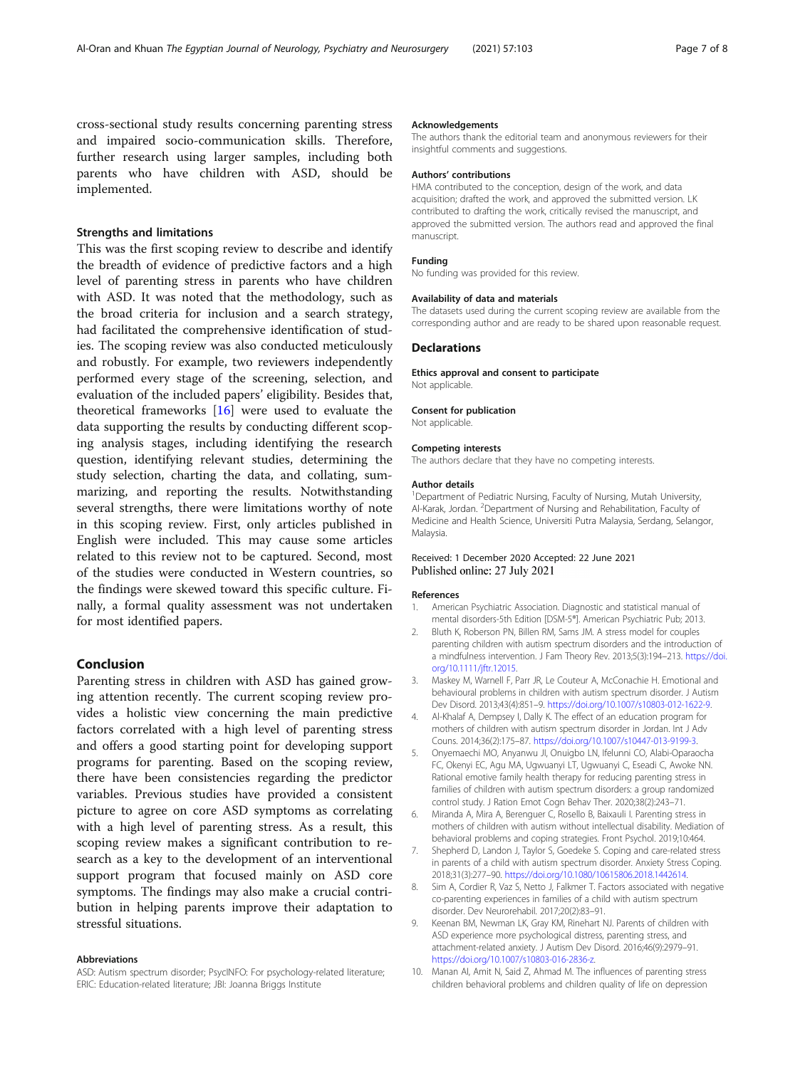cross-sectional study results concerning parenting stress and impaired socio-communication skills. Therefore, further research using larger samples, including both parents who have children with ASD, should be implemented.

### Strengths and limitations

This was the first scoping review to describe and identify the breadth of evidence of predictive factors and a high level of parenting stress in parents who have children with ASD. It was noted that the methodology, such as the broad criteria for inclusion and a search strategy, had facilitated the comprehensive identification of studies. The scoping review was also conducted meticulously and robustly. For example, two reviewers independently performed every stage of the screening, selection, and evaluation of the included papers' eligibility. Besides that, theoretical frameworks [16] were used to evaluate the data supporting the results by conducting different scoping analysis stages, including identifying the research question, identifying relevant studies, determining the study selection, charting the data, and collating, summarizing, and reporting the results. Notwithstanding several strengths, there were limitations worthy of note in this scoping review. First, only articles published in English were included. This may cause some articles related to this review not to be captured. Second, most of the studies were conducted in Western countries, so the findings were skewed toward this specific culture. Finally, a formal quality assessment was not undertaken for most identified papers.

## Conclusion

Parenting stress in children with ASD has gained growing attention recently. The current scoping review provides a holistic view concerning the main predictive factors correlated with a high level of parenting stress and offers a good starting point for developing support programs for parenting. Based on the scoping review, there have been consistencies regarding the predictor variables. Previous studies have provided a consistent picture to agree on core ASD symptoms as correlating with a high level of parenting stress. As a result, this scoping review makes a significant contribution to research as a key to the development of an interventional support program that focused mainly on ASD core symptoms. The findings may also make a crucial contribution in helping parents improve their adaptation to stressful situations.

#### Abbreviations

ASD: Autism spectrum disorder; PsycINFO: For psychology-related literature; ERIC: Education-related literature; JBI: Joanna Briggs Institute

#### Acknowledgements

The authors thank the editorial team and anonymous reviewers for their insightful comments and suggestions.

#### Authors' contributions

HMA contributed to the conception, design of the work, and data acquisition; drafted the work, and approved the submitted version. LK contributed to drafting the work, critically revised the manuscript, and approved the submitted version. The authors read and approved the final manuscript.

#### Funding

No funding was provided for this review.

#### Availability of data and materials

The datasets used during the current scoping review are available from the corresponding author and are ready to be shared upon reasonable request.

## Declarations

#### Ethics approval and consent to participate

Not applicable.

#### Consent for publication

Not applicable.

#### Competing interests

The authors declare that they have no competing interests.

#### Author details

[1]Department of Pediatric Nursing, Faculty of Nursing, Mutah University, Al-Karak, Jordan. [2]Department of Nursing and Rehabilitation, Faculty of Medicine and Health Science, Universiti Putra Malaysia, Serdang, Selangor, Malaysia.

Received: 1 December 2020 Accepted: 22 June 2021
Published online: 27 July 2021

#### References

1. American Psychiatric Association. Diagnostic and statistical manual of mental disorders-5th Edition [DSM-5®]. American Psychiatric Pub; 2013.
2. Bluth K, Roberson PN, Billen RM, Sams JM. A stress model for couples parenting children with autism spectrum disorders and the introduction of a mindfulness intervention. J Fam Theory Rev. 2013;5(3):194–213. https://doi.org/10.1111/jftr.12015.
3. Maskey M, Warnell F, Parr JR, Le Couteur A, McConachie H. Emotional and behavioural problems in children with autism spectrum disorder. J Autism Dev Disord. 2013;43(4):851–9. https://doi.org/10.1007/s10803-012-1622-9.
4. Al-Khalaf A, Dempsey I, Dally K. The effect of an education program for mothers of children with autism spectrum disorder in Jordan. Int J Adv Couns. 2014;36(2):175–87. https://doi.org/10.1007/s10447-013-9199-3.
5. Onyemaechi MO, Anyanwu JI, Onuigbo LN, Ifelunni CO, Alabi-Oparaocha FC, Okenyi EC, Agu MA, Ugwuanyi LT, Ugwuanyi C, Eseadi C, Awoke NN. Rational emotive family health therapy for reducing parenting stress in families of children with autism spectrum disorders: a group randomized control study. J Ration Emot Cogn Behav Ther. 2020;38(2):243–71.
6. Miranda A, Mira A, Berenguer C, Rosello B, Baixauli I. Parenting stress in mothers of children with autism without intellectual disability. Mediation of behavioral problems and coping strategies. Front Psychol. 2019;10:464.
7. Shepherd D, Landon J, Taylor S, Goedeke S. Coping and care-related stress in parents of a child with autism spectrum disorder. Anxiety Stress Coping. 2018;31(3):277–90. https://doi.org/10.1080/10615806.2018.1442614.
8. Sim A, Cordier R, Vaz S, Netto J, Falkmer T. Factors associated with negative co-parenting experiences in families of a child with autism spectrum disorder. Dev Neurorehabil. 2017;20(2):83–91.
9. Keenan BM, Newman LK, Gray KM, Rinehart NJ. Parents of children with ASD experience more psychological distress, parenting stress, and attachment-related anxiety. J Autism Dev Disord. 2016;46(9):2979–91. https://doi.org/10.1007/s10803-016-2836-z.
10. Manan AI, Amit N, Said Z, Ahmad M. The influences of parenting stress children behavioral problems and children quality of life on depression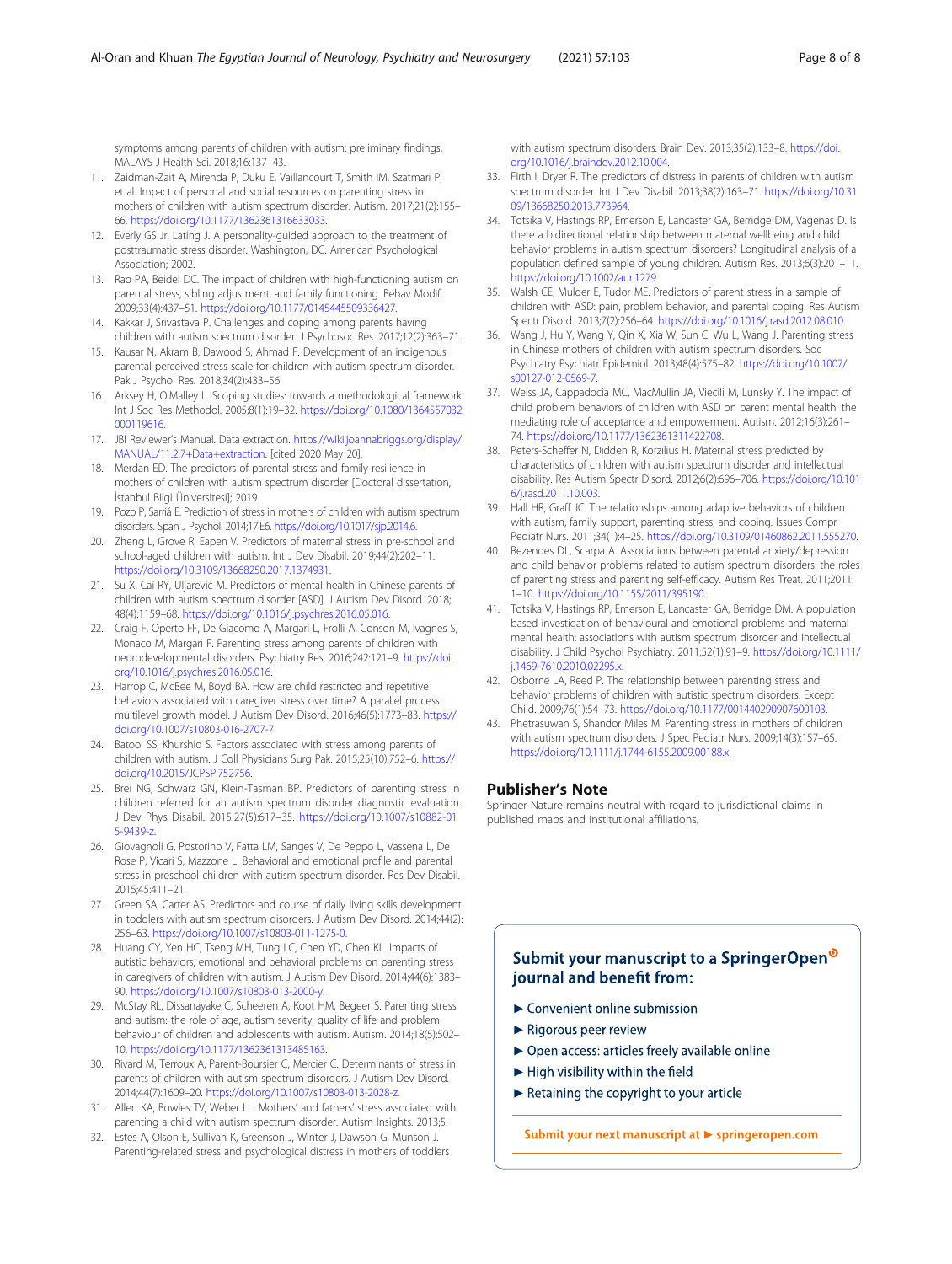symptoms among parents of children with autism: preliminary findings. MALAYS J Health Sci. 2018;16:137–43.

11. Zaidman-Zait A, Mirenda P, Duku E, Vaillancourt T, Smith IM, Szatmari P, et al. Impact of personal and social resources on parenting stress in mothers of children with autism spectrum disorder. Autism. 2017;21(2):155–66. https://doi.org/10.1177/1362361316633033.
12. Everly GS Jr, Lating J. A personality-guided approach to the treatment of posttraumatic stress disorder. Washington, DC: American Psychological Association; 2002.
13. Rao PA, Beidel DC. The impact of children with high-functioning autism on parental stress, sibling adjustment, and family functioning. Behav Modif. 2009;33(4):437–51. https://doi.org/10.1177/0145445509336427.
14. Kakkar J, Srivastava P. Challenges and coping among parents having children with autism spectrum disorder. J Psychosoc Res. 2017;12(2):363–71.
15. Kausar N, Akram B, Dawood S, Ahmad F. Development of an indigenous parental perceived stress scale for children with autism spectrum disorder. Pak J Psychol Res. 2018;34(2):433–56.
16. Arksey H, O'Malley L. Scoping studies: towards a methodological framework. Int J Soc Res Methodol. 2005;8(1):19–32. https://doi.org/10.1080/1364557032000119616.
17. JBI Reviewer's Manual. Data extraction. https://wiki.joannabriggs.org/display/MANUAL/11.2.7+Data+extraction. [cited 2020 May 20].
18. Merdan ED. The predictors of parental stress and family resilience in mothers of children with autism spectrum disorder [Doctoral dissertation, İstanbul Bilgi Üniversitesi]; 2019.
19. Pozo P, Sarriá E. Prediction of stress in mothers of children with autism spectrum disorders. Span J Psychol. 2014;17:E6. https://doi.org/10.1017/sjp.2014.6.
20. Zheng L, Grove R, Eapen V. Predictors of maternal stress in pre-school and school-aged children with autism. Int J Dev Disabil. 2019;44(2):202–11. https://doi.org/10.3109/13668250.2017.1374931.
21. Su X, Cai RY, Uljarević M. Predictors of mental health in Chinese parents of children with autism spectrum disorder [ASD]. J Autism Dev Disord. 2018;48(4):1159–68. https://doi.org/10.1016/j.psychres.2016.05.016.
22. Craig F, Operto FF, De Giacomo A, Margari L, Frolli A, Conson M, Ivagnes S, Monaco M, Margari F. Parenting stress among parents of children with neurodevelopmental disorders. Psychiatry Res. 2016;242:121–9. https://doi.org/10.1016/j.psychres.2016.05.016.
23. Harrop C, McBee M, Boyd BA. How are child restricted and repetitive behaviors associated with caregiver stress over time? A parallel process multilevel growth model. J Autism Dev Disord. 2016;46(5):1773–83. https://doi.org/10.1007/s10803-016-2707-7.
24. Batool SS, Khurshid S. Factors associated with stress among parents of children with autism. J Coll Physicians Surg Pak. 2015;25(10):752–6. https://doi.org/10.2015/JCPSP.752756.
25. Brei NG, Schwarz GN, Klein-Tasman BP. Predictors of parenting stress in children referred for an autism spectrum disorder diagnostic evaluation. J Dev Phys Disabil. 2015;27(5):617–35. https://doi.org/10.1007/s10882-015-9439-z.
26. Giovagnoli G, Postorino V, Fatta LM, Sanges V, De Peppo L, Vassena L, De Rose P, Vicari S, Mazzone L. Behavioral and emotional profile and parental stress in preschool children with autism spectrum disorder. Res Dev Disabil. 2015;45:411–21.
27. Green SA, Carter AS. Predictors and course of daily living skills development in toddlers with autism spectrum disorders. J Autism Dev Disord. 2014;44(2):256–63. https://doi.org/10.1007/s10803-011-1275-0.
28. Huang CY, Yen HC, Tseng MH, Tung LC, Chen YD, Chen KL. Impacts of autistic behaviors, emotional and behavioral problems on parenting stress in caregivers of children with autism. J Autism Dev Disord. 2014;44(6):1383–90. https://doi.org/10.1007/s10803-013-2000-y.
29. McStay RL, Dissanayake C, Scheeren A, Koot HM, Begeer S. Parenting stress and autism: the role of age, autism severity, quality of life and problem behaviour of children and adolescents with autism. Autism. 2014;18(5):502–10. https://doi.org/10.1177/1362361313485163.
30. Rivard M, Terroux A, Parent-Boursier C, Mercier C. Determinants of stress in parents of children with autism spectrum disorders. J Autism Dev Disord. 2014;44(7):1609–20. https://doi.org/10.1007/s10803-013-2028-z.
31. Allen KA, Bowles TV, Weber LL. Mothers' and fathers' stress associated with parenting a child with autism spectrum disorder. Autism Insights. 2013;5.
32. Estes A, Olson E, Sullivan K, Greenson J, Winter J, Dawson G, Munson J. Parenting-related stress and psychological distress in mothers of toddlers with autism spectrum disorders. Brain Dev. 2013;35(2):133–8. https://doi.org/10.1016/j.braindev.2012.10.004.
33. Firth I, Dryer R. The predictors of distress in parents of children with autism spectrum disorder. Int J Dev Disabil. 2013;38(2):163–71. https://doi.org/10.3109/13668250.2013.773964.
34. Totsika V, Hastings RP, Emerson E, Lancaster GA, Berridge DM, Vagenas D. Is there a bidirectional relationship between maternal wellbeing and child behavior problems in autism spectrum disorders? Longitudinal analysis of a population defined sample of young children. Autism Res. 2013;6(3):201–11. https://doi.org/10.1002/aur.1279.
35. Walsh CE, Mulder E, Tudor ME. Predictors of parent stress in a sample of children with ASD: pain, problem behavior, and parental coping. Res Autism Spectr Disord. 2013;7(2):256–64. https://doi.org/10.1016/j.rasd.2012.08.010.
36. Wang J, Hu Y, Wang Y, Qin X, Xia W, Sun C, Wu L, Wang J. Parenting stress in Chinese mothers of children with autism spectrum disorders. Soc Psychiatry Psychiatr Epidemiol. 2013;48(4):575–82. https://doi.org/10.1007/s00127-012-0569-7.
37. Weiss JA, Cappadocia MC, MacMullin JA, Viecili M, Lunsky Y. The impact of child problem behaviors of children with ASD on parent mental health: the mediating role of acceptance and empowerment. Autism. 2012;16(3):261–74. https://doi.org/10.1177/1362361311422708.
38. Peters-Scheffer N, Didden R, Korzilius H. Maternal stress predicted by characteristics of children with autism spectrum disorder and intellectual disability. Res Autism Spectr Disord. 2012;6(2):696–706. https://doi.org/10.1016/j.rasd.2011.10.003.
39. Hall HR, Graff JC. The relationships among adaptive behaviors of children with autism, family support, parenting stress, and coping. Issues Compr Pediatr Nurs. 2011;34(1):4–25. https://doi.org/10.3109/01460862.2011.555270.
40. Rezendes DL, Scarpa A. Associations between parental anxiety/depression and child behavior problems related to autism spectrum disorders: the roles of parenting stress and parenting self-efficacy. Autism Res Treat. 2011;2011:1–10. https://doi.org/10.1155/2011/395190.
41. Totsika V, Hastings RP, Emerson E, Lancaster GA, Berridge DM. A population based investigation of behavioural and emotional problems and maternal mental health: associations with autism spectrum disorder and intellectual disability. J Child Psychol Psychiatry. 2011;52(1):91–9. https://doi.org/10.1111/j.1469-7610.2010.02295.x.
42. Osborne LA, Reed P. The relationship between parenting stress and behavior problems of children with autistic spectrum disorders. Except Child. 2009;76(1):54–73. https://doi.org/10.1177/001440290907600103.
43. Phetrasuwan S, Shandor Miles M. Parenting stress in mothers of children with autism spectrum disorders. J Spec Pediatr Nurs. 2009;14(3):157–65. https://doi.org/10.1111/j.1744-6155.2009.00188.x.

## Publisher's Note

Springer Nature remains neutral with regard to jurisdictional claims in published maps and institutional affiliations.

**Submit your manuscript to a SpringerOpen journal and benefit from:**

- ► Convenient online submission
- ► Rigorous peer review
- ► Open access: articles freely available online
- ► High visibility within the field
- ► Retaining the copyright to your article

**Submit your next manuscript at ► springeropen.com**